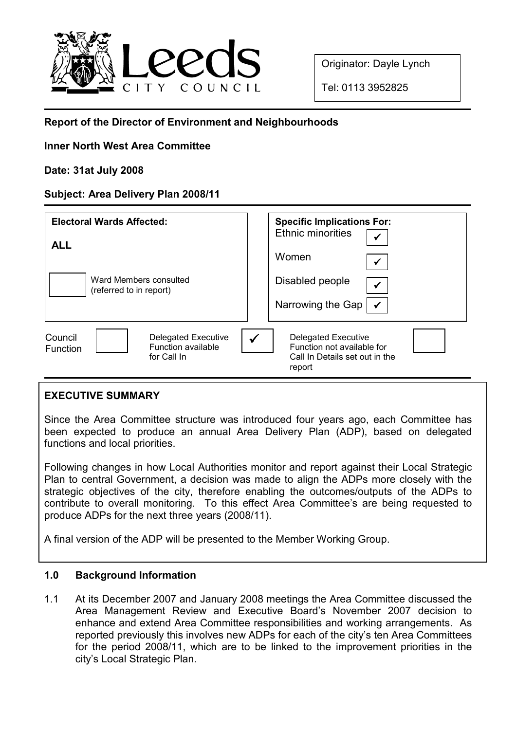Originator: Dayle Lynch

Tel: 0113 3952825

**Report of the Director of Environment and Neighbourhoods**

**Inner North West Area Committee**

**Date: 31at July 2008**

**Subject: Area Delivery Plan 2008/11**

| Electoral Wards Affected: | Specific Implications For: | |
|---|---|---|
| **ALL** | Ethnic minorities | ✓ |
| | Women | ✓ |
| ☐ Ward Members consulted (referred to in report) | Disabled people | ✓ |
| | Narrowing the Gap | ✓ |

| Council Function | | Delegated Executive Function available for Call In | ✓ | Delegated Executive Function not available for Call In Details set out in the report | |
|---|---|---|---|---|---|

## EXECUTIVE SUMMARY

Since the Area Committee structure was introduced four years ago, each Committee has been expected to produce an annual Area Delivery Plan (ADP), based on delegated functions and local priorities.

Following changes in how Local Authorities monitor and report against their Local Strategic Plan to central Government, a decision was made to align the ADPs more closely with the strategic objectives of the city, therefore enabling the outcomes/outputs of the ADPs to contribute to overall monitoring. To this effect Area Committee's are being requested to produce ADPs for the next three years (2008/11).

A final version of the ADP will be presented to the Member Working Group.

### 1.0 Background Information

1.1 At its December 2007 and January 2008 meetings the Area Committee discussed the Area Management Review and Executive Board's November 2007 decision to enhance and extend Area Committee responsibilities and working arrangements. As reported previously this involves new ADPs for each of the city's ten Area Committees for the period 2008/11, which are to be linked to the improvement priorities in the city's Local Strategic Plan.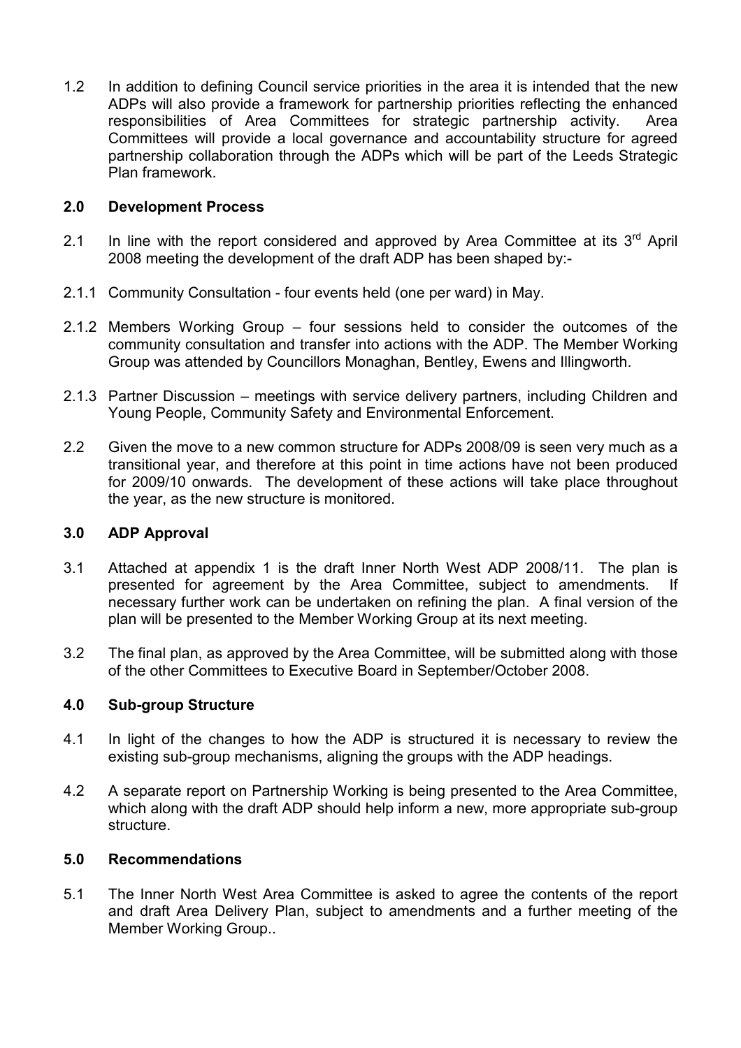1.2 In addition to defining Council service priorities in the area it is intended that the new ADPs will also provide a framework for partnership priorities reflecting the enhanced responsibilities of Area Committees for strategic partnership activity. Area Committees will provide a local governance and accountability structure for agreed partnership collaboration through the ADPs which will be part of the Leeds Strategic Plan framework.

## 2.0 Development Process

2.1 In line with the report considered and approved by Area Committee at its 3rd April 2008 meeting the development of the draft ADP has been shaped by:-

2.1.1 Community Consultation - four events held (one per ward) in May.

2.1.2 Members Working Group – four sessions held to consider the outcomes of the community consultation and transfer into actions with the ADP. The Member Working Group was attended by Councillors Monaghan, Bentley, Ewens and Illingworth.

2.1.3 Partner Discussion – meetings with service delivery partners, including Children and Young People, Community Safety and Environmental Enforcement.

2.2 Given the move to a new common structure for ADPs 2008/09 is seen very much as a transitional year, and therefore at this point in time actions have not been produced for 2009/10 onwards. The development of these actions will take place throughout the year, as the new structure is monitored.

## 3.0 ADP Approval

3.1 Attached at appendix 1 is the draft Inner North West ADP 2008/11. The plan is presented for agreement by the Area Committee, subject to amendments. If necessary further work can be undertaken on refining the plan. A final version of the plan will be presented to the Member Working Group at its next meeting.

3.2 The final plan, as approved by the Area Committee, will be submitted along with those of the other Committees to Executive Board in September/October 2008.

## 4.0 Sub-group Structure

4.1 In light of the changes to how the ADP is structured it is necessary to review the existing sub-group mechanisms, aligning the groups with the ADP headings.

4.2 A separate report on Partnership Working is being presented to the Area Committee, which along with the draft ADP should help inform a new, more appropriate sub-group structure.

## 5.0 Recommendations

5.1 The Inner North West Area Committee is asked to agree the contents of the report and draft Area Delivery Plan, subject to amendments and a further meeting of the Member Working Group..